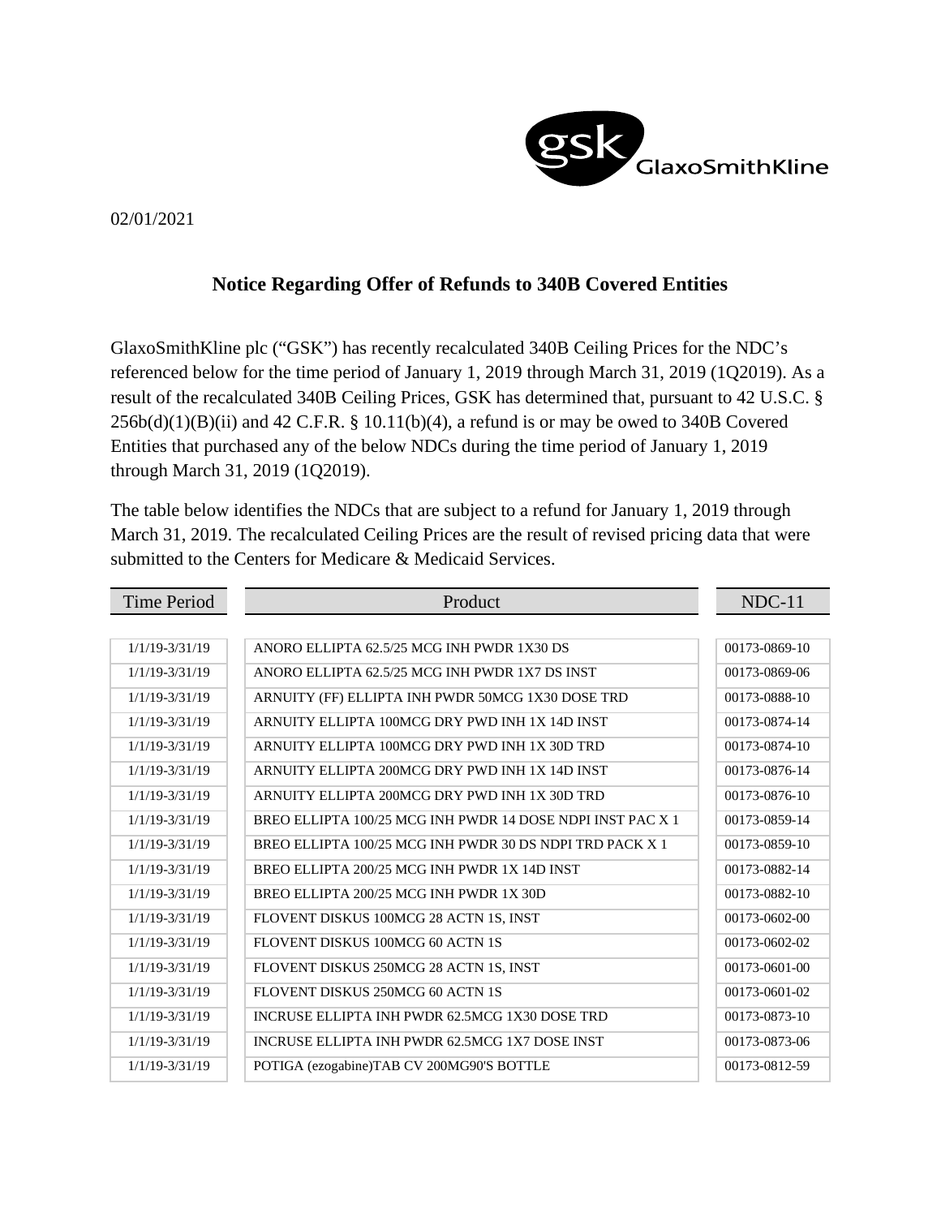02/01/2021

## Notice Regarding Offer of Refunds to 340B Covered Entities

GlaxoSmithKline plc ("GSK") has recently recalculated 340B Ceiling Prices for the NDC's referenced below for the time period of January 1, 2019 through March 31, 2019 (1Q2019). As a result of the recalculated 340B Ceiling Prices, GSK has determined that, pursuant to 42 U.S.C. § 256b(d)(1)(B)(ii) and 42 C.F.R. § 10.11(b)(4), a refund is or may be owed to 340B Covered Entities that purchased any of the below NDCs during the time period of January 1, 2019 through March 31, 2019 (1Q2019).

The table below identifies the NDCs that are subject to a refund for January 1, 2019 through March 31, 2019. The recalculated Ceiling Prices are the result of revised pricing data that were submitted to the Centers for Medicare & Medicaid Services.

| Time Period | Product | NDC-11 |
|---|---|---|
| 1/1/19-3/31/19 | ANORO ELLIPTA 62.5/25 MCG INH PWDR 1X30 DS | 00173-0869-10 |
| 1/1/19-3/31/19 | ANORO ELLIPTA 62.5/25 MCG INH PWDR 1X7 DS INST | 00173-0869-06 |
| 1/1/19-3/31/19 | ARNUITY (FF) ELLIPTA INH PWDR 50MCG 1X30 DOSE TRD | 00173-0888-10 |
| 1/1/19-3/31/19 | ARNUITY ELLIPTA 100MCG DRY PWD INH 1X 14D INST | 00173-0874-14 |
| 1/1/19-3/31/19 | ARNUITY ELLIPTA 100MCG DRY PWD INH 1X 30D TRD | 00173-0874-10 |
| 1/1/19-3/31/19 | ARNUITY ELLIPTA 200MCG DRY PWD INH 1X 14D INST | 00173-0876-14 |
| 1/1/19-3/31/19 | ARNUITY ELLIPTA 200MCG DRY PWD INH 1X 30D TRD | 00173-0876-10 |
| 1/1/19-3/31/19 | BREO ELLIPTA 100/25 MCG INH PWDR 14 DOSE NDPI INST PAC X 1 | 00173-0859-14 |
| 1/1/19-3/31/19 | BREO ELLIPTA 100/25 MCG INH PWDR 30 DS NDPI TRD PACK X 1 | 00173-0859-10 |
| 1/1/19-3/31/19 | BREO ELLIPTA 200/25 MCG INH PWDR 1X 14D INST | 00173-0882-14 |
| 1/1/19-3/31/19 | BREO ELLIPTA 200/25 MCG INH PWDR 1X 30D | 00173-0882-10 |
| 1/1/19-3/31/19 | FLOVENT DISKUS 100MCG 28 ACTN 1S, INST | 00173-0602-00 |
| 1/1/19-3/31/19 | FLOVENT DISKUS 100MCG 60 ACTN 1S | 00173-0602-02 |
| 1/1/19-3/31/19 | FLOVENT DISKUS 250MCG 28 ACTN 1S, INST | 00173-0601-00 |
| 1/1/19-3/31/19 | FLOVENT DISKUS 250MCG 60 ACTN 1S | 00173-0601-02 |
| 1/1/19-3/31/19 | INCRUSE ELLIPTA INH PWDR 62.5MCG 1X30 DOSE TRD | 00173-0873-10 |
| 1/1/19-3/31/19 | INCRUSE ELLIPTA INH PWDR 62.5MCG 1X7 DOSE INST | 00173-0873-06 |
| 1/1/19-3/31/19 | POTIGA (ezogabine)TAB CV 200MG90'S BOTTLE | 00173-0812-59 |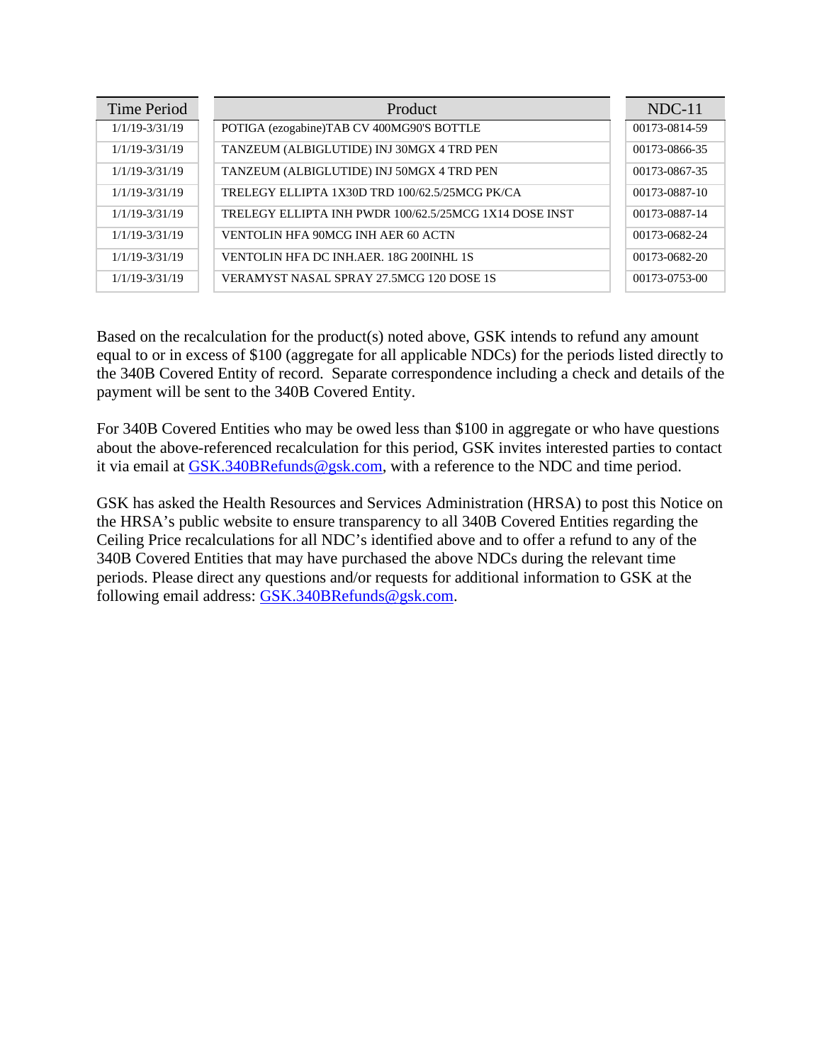| Time Period | Product | NDC-11 |
|---|---|---|
| 1/1/19-3/31/19 | POTIGA (ezogabine)TAB CV 400MG90'S BOTTLE | 00173-0814-59 |
| 1/1/19-3/31/19 | TANZEUM (ALBIGLUTIDE) INJ 30MGX 4 TRD PEN | 00173-0866-35 |
| 1/1/19-3/31/19 | TANZEUM (ALBIGLUTIDE) INJ 50MGX 4 TRD PEN | 00173-0867-35 |
| 1/1/19-3/31/19 | TRELEGY ELLIPTA 1X30D TRD 100/62.5/25MCG PK/CA | 00173-0887-10 |
| 1/1/19-3/31/19 | TRELEGY ELLIPTA INH PWDR 100/62.5/25MCG 1X14 DOSE INST | 00173-0887-14 |
| 1/1/19-3/31/19 | VENTOLIN HFA 90MCG INH AER 60 ACTN | 00173-0682-24 |
| 1/1/19-3/31/19 | VENTOLIN HFA DC INH.AER. 18G 200INHL 1S | 00173-0682-20 |
| 1/1/19-3/31/19 | VERAMYST NASAL SPRAY 27.5MCG 120 DOSE 1S | 00173-0753-00 |

Based on the recalculation for the product(s) noted above, GSK intends to refund any amount equal to or in excess of $100 (aggregate for all applicable NDCs) for the periods listed directly to the 340B Covered Entity of record. Separate correspondence including a check and details of the payment will be sent to the 340B Covered Entity.

For 340B Covered Entities who may be owed less than $100 in aggregate or who have questions about the above-referenced recalculation for this period, GSK invites interested parties to contact it via email at GSK.340BRefunds@gsk.com, with a reference to the NDC and time period.

GSK has asked the Health Resources and Services Administration (HRSA) to post this Notice on the HRSA's public website to ensure transparency to all 340B Covered Entities regarding the Ceiling Price recalculations for all NDC's identified above and to offer a refund to any of the 340B Covered Entities that may have purchased the above NDCs during the relevant time periods. Please direct any questions and/or requests for additional information to GSK at the following email address: GSK.340BRefunds@gsk.com.